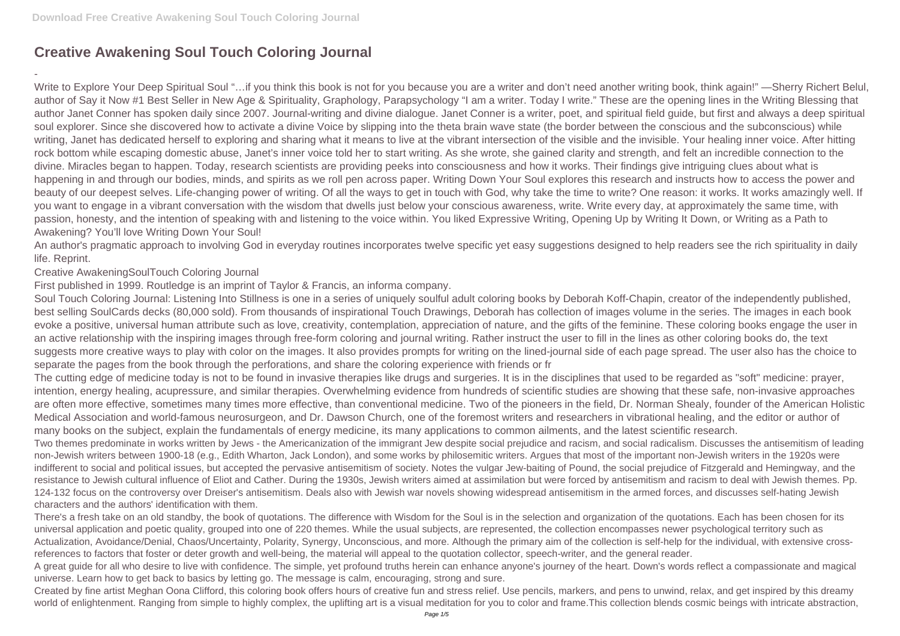# Creative Awakening Soul Touch Coloring Journal

-

Write to Explore Your Deep Spiritual Soul "…if you think this book is not for you because you are a writer and don't need another writing book, think again!" —Sherry Richert Belul, author of Say it Now #1 Best Seller in New Age & Spirituality, Graphology, Parapsychology "I am a writer. Today I write." These are the opening lines in the Writing Blessing that author Janet Conner has spoken daily since 2007. Journal-writing and divine dialogue. Janet Conner is a writer, poet, and spiritual field guide, but first and always a deep spiritual soul explorer. Since she discovered how to activate a divine Voice by slipping into the theta brain wave state (the border between the conscious and the subconscious) while writing, Janet has dedicated herself to exploring and sharing what it means to live at the vibrant intersection of the visible and the invisible. Your healing inner voice. After hitting rock bottom while escaping domestic abuse, Janet's inner voice told her to start writing. As she wrote, she gained clarity and strength, and felt an incredible connection to the divine. Miracles began to happen. Today, research scientists are providing peeks into consciousness and how it works. Their findings give intriguing clues about what is happening in and through our bodies, minds, and spirits as we roll pen across paper. Writing Down Your Soul explores this research and instructs how to access the power and beauty of our deepest selves. Life-changing power of writing. Of all the ways to get in touch with God, why take the time to write? One reason: it works. It works amazingly well. If you want to engage in a vibrant conversation with the wisdom that dwells just below your conscious awareness, write. Write every day, at approximately the same time, with passion, honesty, and the intention of speaking with and listening to the voice within. You liked Expressive Writing, Opening Up by Writing It Down, or Writing as a Path to Awakening? You'll love Writing Down Your Soul!

An author's pragmatic approach to involving God in everyday routines incorporates twelve specific yet easy suggestions designed to help readers see the rich spirituality in daily life. Reprint.

Creative AwakeningSoulTouch Coloring Journal

First published in 1999. Routledge is an imprint of Taylor & Francis, an informa company.

Soul Touch Coloring Journal: Listening Into Stillness is one in a series of uniquely soulful adult coloring books by Deborah Koff-Chapin, creator of the independently published, best selling SoulCards decks (80,000 sold). From thousands of inspirational Touch Drawings, Deborah has collection of images volume in the series. The images in each book evoke a positive, universal human attribute such as love, creativity, contemplation, appreciation of nature, and the gifts of the feminine. These coloring books engage the user in an active relationship with the inspiring images through free-form coloring and journal writing. Rather instruct the user to fill in the lines as other coloring books do, the text suggests more creative ways to play with color on the images. It also provides prompts for writing on the lined-journal side of each page spread. The user also has the choice to separate the pages from the book through the perforations, and share the coloring experience with friends or fr

The cutting edge of medicine today is not to be found in invasive therapies like drugs and surgeries. It is in the disciplines that used to be regarded as "soft" medicine: prayer, intention, energy healing, acupressure, and similar therapies. Overwhelming evidence from hundreds of scientific studies are showing that these safe, non-invasive approaches are often more effective, sometimes many times more effective, than conventional medicine. Two of the pioneers in the field, Dr. Norman Shealy, founder of the American Holistic Medical Association and world-famous neurosurgeon, and Dr. Dawson Church, one of the foremost writers and researchers in vibrational healing, and the editor or author of many books on the subject, explain the fundamentals of energy medicine, its many applications to common ailments, and the latest scientific research.

Two themes predominate in works written by Jews - the Americanization of the immigrant Jew despite social prejudice and racism, and social radicalism. Discusses the antisemitism of leading non-Jewish writers between 1900-18 (e.g., Edith Wharton, Jack London), and some works by philosemitic writers. Argues that most of the important non-Jewish writers in the 1920s were indifferent to social and political issues, but accepted the pervasive antisemitism of society. Notes the vulgar Jew-baiting of Pound, the social prejudice of Fitzgerald and Hemingway, and the resistance to Jewish cultural influence of Eliot and Cather. During the 1930s, Jewish writers aimed at assimilation but were forced by antisemitism and racism to deal with Jewish themes. Pp. 124-132 focus on the controversy over Dreiser's antisemitism. Deals also with Jewish war novels showing widespread antisemitism in the armed forces, and discusses self-hating Jewish characters and the authors' identification with them.

There's a fresh take on an old standby, the book of quotations. The difference with Wisdom for the Soul is in the selection and organization of the quotations. Each has been chosen for its universal application and poetic quality, grouped into one of 220 themes. While the usual subjects, are represented, the collection encompasses newer psychological territory such as Actualization, Avoidance/Denial, Chaos/Uncertainty, Polarity, Synergy, Unconscious, and more. Although the primary aim of the collection is self-help for the individual, with extensive cross-references to factors that foster or deter growth and well-being, the material will appeal to the quotation collector, speech-writer, and the general reader.

A great guide for all who desire to live with confidence. The simple, yet profound truths herein can enhance anyone's journey of the heart. Down's words reflect a compassionate and magical universe. Learn how to get back to basics by letting go. The message is calm, encouraging, strong and sure.

Created by fine artist Meghan Oona Clifford, this coloring book offers hours of creative fun and stress relief. Use pencils, markers, and pens to unwind, relax, and get inspired by this dreamy world of enlightenment. Ranging from simple to highly complex, the uplifting art is a visual meditation for you to color and frame.This collection blends cosmic beings with intricate abstraction,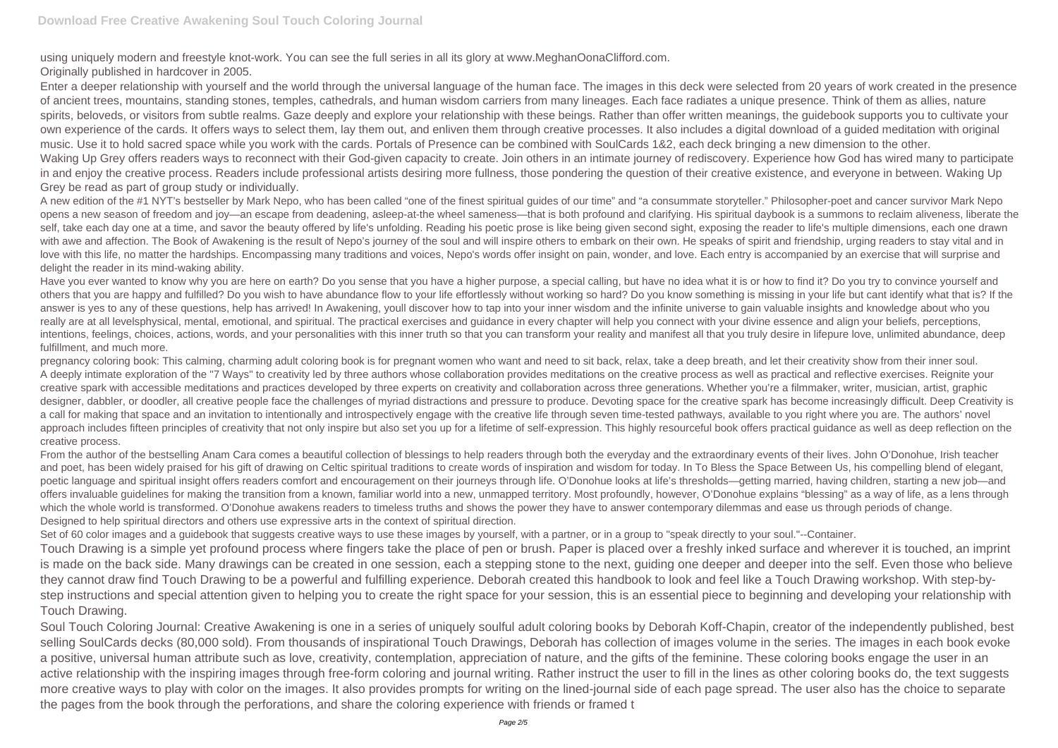using uniquely modern and freestyle knot-work. You can see the full series in all its glory at www.MeghanOonaClifford.com.

Originally published in hardcover in 2005.

Enter a deeper relationship with yourself and the world through the universal language of the human face. The images in this deck were selected from 20 years of work created in the presence of ancient trees, mountains, standing stones, temples, cathedrals, and human wisdom carriers from many lineages. Each face radiates a unique presence. Think of them as allies, nature spirits, beloveds, or visitors from subtle realms. Gaze deeply and explore your relationship with these beings. Rather than offer written meanings, the guidebook supports you to cultivate your own experience of the cards. It offers ways to select them, lay them out, and enliven them through creative processes. It also includes a digital download of a guided meditation with original music. Use it to hold sacred space while you work with the cards. Portals of Presence can be combined with SoulCards 1&2, each deck bringing a new dimension to the other.

Waking Up Grey offers readers ways to reconnect with their God-given capacity to create. Join others in an intimate journey of rediscovery. Experience how God has wired many to participate in and enjoy the creative process. Readers include professional artists desiring more fullness, those pondering the question of their creative existence, and everyone in between. Waking Up Grey be read as part of group study or individually.

A new edition of the #1 NYT's bestseller by Mark Nepo, who has been called "one of the finest spiritual guides of our time" and "a consummate storyteller." Philosopher-poet and cancer survivor Mark Nepo opens a new season of freedom and joy—an escape from deadening, asleep-at-the wheel sameness—that is both profound and clarifying. His spiritual daybook is a summons to reclaim aliveness, liberate the self, take each day one at a time, and savor the beauty offered by life's unfolding. Reading his poetic prose is like being given second sight, exposing the reader to life's multiple dimensions, each one drawn with awe and affection. The Book of Awakening is the result of Nepo's journey of the soul and will inspire others to embark on their own. He speaks of spirit and friendship, urging readers to stay vital and in love with this life, no matter the hardships. Encompassing many traditions and voices, Nepo's words offer insight on pain, wonder, and love. Each entry is accompanied by an exercise that will surprise and delight the reader in its mind-waking ability.

Have you ever wanted to know why you are here on earth? Do you sense that you have a higher purpose, a special calling, but have no idea what it is or how to find it? Do you try to convince yourself and others that you are happy and fulfilled? Do you wish to have abundance flow to your life effortlessly without working so hard? Do you know something is missing in your life but cant identify what that is? If the answer is yes to any of these questions, help has arrived! In Awakening, youll discover how to tap into your inner wisdom and the infinite universe to gain valuable insights and knowledge about who you really are at all levelsphysical, mental, emotional, and spiritual. The practical exercises and guidance in every chapter will help you connect with your divine essence and align your beliefs, perceptions, intentions, feelings, choices, actions, words, and your personalities with this inner truth so that you can transform your reality and manifest all that you truly desire in lifepure love, unlimited abundance, deep fulfillment, and much more.

pregnancy coloring book: This calming, charming adult coloring book is for pregnant women who want and need to sit back, relax, take a deep breath, and let their creativity show from their inner soul.

A deeply intimate exploration of the "7 Ways" to creativity led by three authors whose collaboration provides meditations on the creative process as well as practical and reflective exercises. Reignite your creative spark with accessible meditations and practices developed by three experts on creativity and collaboration across three generations. Whether you're a filmmaker, writer, musician, artist, graphic designer, dabbler, or doodler, all creative people face the challenges of myriad distractions and pressure to produce. Devoting space for the creative spark has become increasingly difficult. Deep Creativity is a call for making that space and an invitation to intentionally and introspectively engage with the creative life through seven time-tested pathways, available to you right where you are. The authors' novel approach includes fifteen principles of creativity that not only inspire but also set you up for a lifetime of self-expression. This highly resourceful book offers practical guidance as well as deep reflection on the creative process.

From the author of the bestselling Anam Cara comes a beautiful collection of blessings to help readers through both the everyday and the extraordinary events of their lives. John O'Donohue, Irish teacher and poet, has been widely praised for his gift of drawing on Celtic spiritual traditions to create words of inspiration and wisdom for today. In To Bless the Space Between Us, his compelling blend of elegant, poetic language and spiritual insight offers readers comfort and encouragement on their journeys through life. O'Donohue looks at life's thresholds—getting married, having children, starting a new job—and offers invaluable guidelines for making the transition from a known, familiar world into a new, unmapped territory. Most profoundly, however, O'Donohue explains "blessing" as a way of life, as a lens through which the whole world is transformed. O'Donohue awakens readers to timeless truths and shows the power they have to answer contemporary dilemmas and ease us through periods of change.

Designed to help spiritual directors and others use expressive arts in the context of spiritual direction.

Set of 60 color images and a guidebook that suggests creative ways to use these images by yourself, with a partner, or in a group to "speak directly to your soul."--Container.

Touch Drawing is a simple yet profound process where fingers take the place of pen or brush. Paper is placed over a freshly inked surface and wherever it is touched, an imprint is made on the back side. Many drawings can be created in one session, each a stepping stone to the next, guiding one deeper and deeper into the self. Even those who believe they cannot draw find Touch Drawing to be a powerful and fulfilling experience. Deborah created this handbook to look and feel like a Touch Drawing workshop. With step-by-step instructions and special attention given to helping you to create the right space for your session, this is an essential piece to beginning and developing your relationship with Touch Drawing.

Soul Touch Coloring Journal: Creative Awakening is one in a series of uniquely soulful adult coloring books by Deborah Koff-Chapin, creator of the independently published, best selling SoulCards decks (80,000 sold). From thousands of inspirational Touch Drawings, Deborah has collection of images volume in the series. The images in each book evoke a positive, universal human attribute such as love, creativity, contemplation, appreciation of nature, and the gifts of the feminine. These coloring books engage the user in an active relationship with the inspiring images through free-form coloring and journal writing. Rather instruct the user to fill in the lines as other coloring books do, the text suggests more creative ways to play with color on the images. It also provides prompts for writing on the lined-journal side of each page spread. The user also has the choice to separate the pages from the book through the perforations, and share the coloring experience with friends or framed t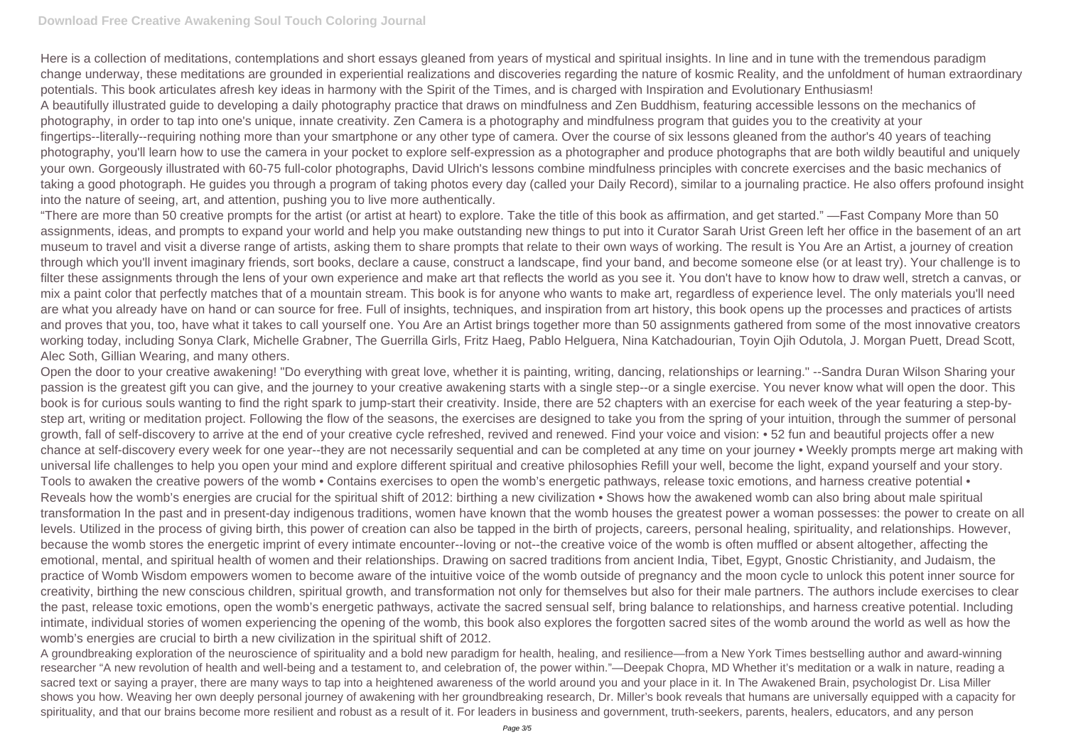Here is a collection of meditations, contemplations and short essays gleaned from years of mystical and spiritual insights. In line and in tune with the tremendous paradigm change underway, these meditations are grounded in experiential realizations and discoveries regarding the nature of kosmic Reality, and the unfoldment of human extraordinary potentials. This book articulates afresh key ideas in harmony with the Spirit of the Times, and is charged with Inspiration and Evolutionary Enthusiasm!

A beautifully illustrated guide to developing a daily photography practice that draws on mindfulness and Zen Buddhism, featuring accessible lessons on the mechanics of photography, in order to tap into one's unique, innate creativity. Zen Camera is a photography and mindfulness program that guides you to the creativity at your fingertips--literally--requiring nothing more than your smartphone or any other type of camera. Over the course of six lessons gleaned from the author's 40 years of teaching photography, you'll learn how to use the camera in your pocket to explore self-expression as a photographer and produce photographs that are both wildly beautiful and uniquely your own. Gorgeously illustrated with 60-75 full-color photographs, David Ulrich's lessons combine mindfulness principles with concrete exercises and the basic mechanics of taking a good photograph. He guides you through a program of taking photos every day (called your Daily Record), similar to a journaling practice. He also offers profound insight into the nature of seeing, art, and attention, pushing you to live more authentically.

"There are more than 50 creative prompts for the artist (or artist at heart) to explore. Take the title of this book as affirmation, and get started." —Fast Company More than 50 assignments, ideas, and prompts to expand your world and help you make outstanding new things to put into it Curator Sarah Urist Green left her office in the basement of an art museum to travel and visit a diverse range of artists, asking them to share prompts that relate to their own ways of working. The result is You Are an Artist, a journey of creation through which you'll invent imaginary friends, sort books, declare a cause, construct a landscape, find your band, and become someone else (or at least try). Your challenge is to filter these assignments through the lens of your own experience and make art that reflects the world as you see it. You don't have to know how to draw well, stretch a canvas, or mix a paint color that perfectly matches that of a mountain stream. This book is for anyone who wants to make art, regardless of experience level. The only materials you'll need are what you already have on hand or can source for free. Full of insights, techniques, and inspiration from art history, this book opens up the processes and practices of artists and proves that you, too, have what it takes to call yourself one. You Are an Artist brings together more than 50 assignments gathered from some of the most innovative creators working today, including Sonya Clark, Michelle Grabner, The Guerrilla Girls, Fritz Haeg, Pablo Helguera, Nina Katchadourian, Toyin Ojih Odutola, J. Morgan Puett, Dread Scott, Alec Soth, Gillian Wearing, and many others.

Open the door to your creative awakening! "Do everything with great love, whether it is painting, writing, dancing, relationships or learning." --Sandra Duran Wilson Sharing your passion is the greatest gift you can give, and the journey to your creative awakening starts with a single step--or a single exercise. You never know what will open the door. This book is for curious souls wanting to find the right spark to jump-start their creativity. Inside, there are 52 chapters with an exercise for each week of the year featuring a step-by-step art, writing or meditation project. Following the flow of the seasons, the exercises are designed to take you from the spring of your intuition, through the summer of personal growth, fall of self-discovery to arrive at the end of your creative cycle refreshed, revived and renewed. Find your voice and vision: • 52 fun and beautiful projects offer a new chance at self-discovery every week for one year--they are not necessarily sequential and can be completed at any time on your journey • Weekly prompts merge art making with universal life challenges to help you open your mind and explore different spiritual and creative philosophies Refill your well, become the light, expand yourself and your story.

Tools to awaken the creative powers of the womb • Contains exercises to open the womb's energetic pathways, release toxic emotions, and harness creative potential • Reveals how the womb's energies are crucial for the spiritual shift of 2012: birthing a new civilization • Shows how the awakened womb can also bring about male spiritual transformation In the past and in present-day indigenous traditions, women have known that the womb houses the greatest power a woman possesses: the power to create on all levels. Utilized in the process of giving birth, this power of creation can also be tapped in the birth of projects, careers, personal healing, spirituality, and relationships. However, because the womb stores the energetic imprint of every intimate encounter--loving or not--the creative voice of the womb is often muffled or absent altogether, affecting the emotional, mental, and spiritual health of women and their relationships. Drawing on sacred traditions from ancient India, Tibet, Egypt, Gnostic Christianity, and Judaism, the practice of Womb Wisdom empowers women to become aware of the intuitive voice of the womb outside of pregnancy and the moon cycle to unlock this potent inner source for creativity, birthing the new conscious children, spiritual growth, and transformation not only for themselves but also for their male partners. The authors include exercises to clear the past, release toxic emotions, open the womb's energetic pathways, activate the sacred sensual self, bring balance to relationships, and harness creative potential. Including intimate, individual stories of women experiencing the opening of the womb, this book also explores the forgotten sacred sites of the womb around the world as well as how the womb's energies are crucial to birth a new civilization in the spiritual shift of 2012.

A groundbreaking exploration of the neuroscience of spirituality and a bold new paradigm for health, healing, and resilience—from a New York Times bestselling author and award-winning researcher "A new revolution of health and well-being and a testament to, and celebration of, the power within."—Deepak Chopra, MD Whether it's meditation or a walk in nature, reading a sacred text or saying a prayer, there are many ways to tap into a heightened awareness of the world around you and your place in it. In The Awakened Brain, psychologist Dr. Lisa Miller shows you how. Weaving her own deeply personal journey of awakening with her groundbreaking research, Dr. Miller's book reveals that humans are universally equipped with a capacity for spirituality, and that our brains become more resilient and robust as a result of it. For leaders in business and government, truth-seekers, parents, healers, educators, and any person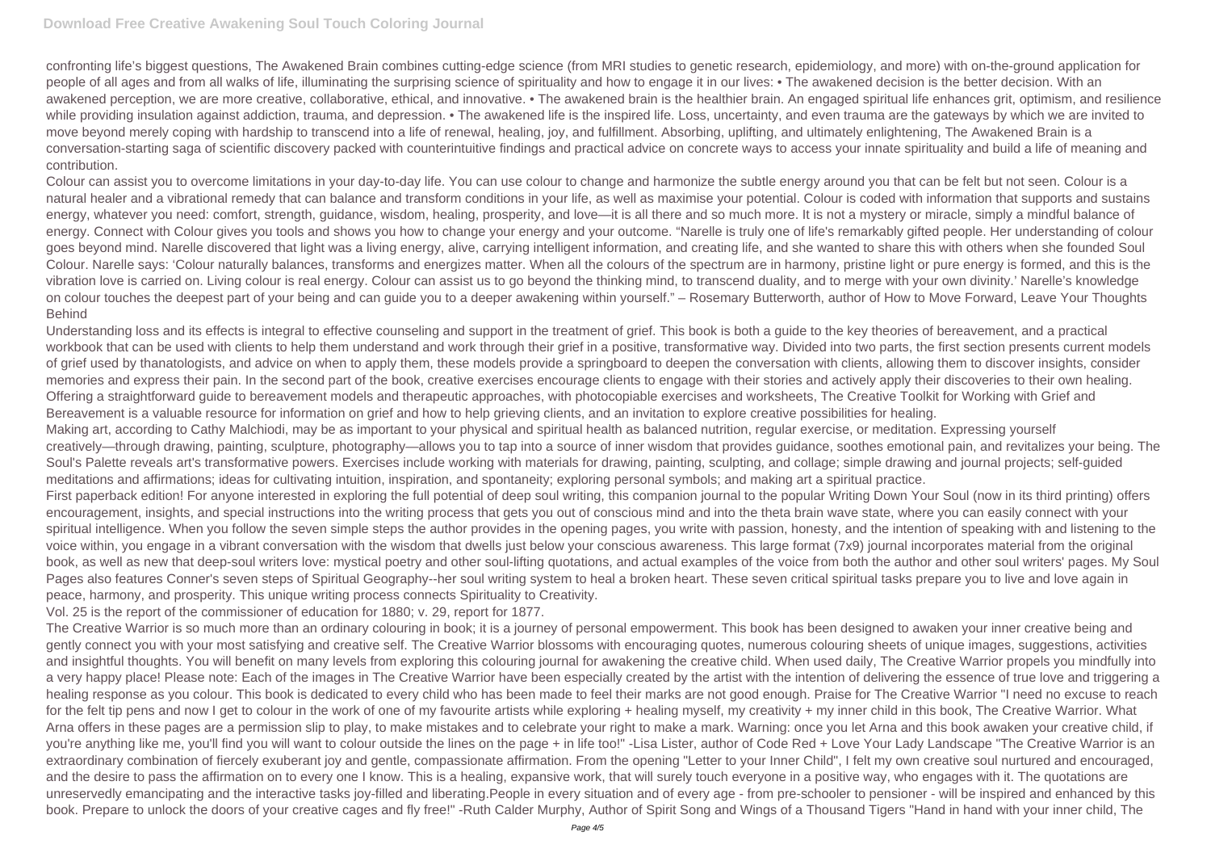confronting life's biggest questions, The Awakened Brain combines cutting-edge science (from MRI studies to genetic research, epidemiology, and more) with on-the-ground application for people of all ages and from all walks of life, illuminating the surprising science of spirituality and how to engage it in our lives: • The awakened decision is the better decision. With an awakened perception, we are more creative, collaborative, ethical, and innovative. • The awakened brain is the healthier brain. An engaged spiritual life enhances grit, optimism, and resilience while providing insulation against addiction, trauma, and depression. • The awakened life is the inspired life. Loss, uncertainty, and even trauma are the gateways by which we are invited to move beyond merely coping with hardship to transcend into a life of renewal, healing, joy, and fulfillment. Absorbing, uplifting, and ultimately enlightening, The Awakened Brain is a conversation-starting saga of scientific discovery packed with counterintuitive findings and practical advice on concrete ways to access your innate spirituality and build a life of meaning and contribution.

Colour can assist you to overcome limitations in your day-to-day life. You can use colour to change and harmonize the subtle energy around you that can be felt but not seen. Colour is a natural healer and a vibrational remedy that can balance and transform conditions in your life, as well as maximise your potential. Colour is coded with information that supports and sustains energy, whatever you need: comfort, strength, guidance, wisdom, healing, prosperity, and love—it is all there and so much more. It is not a mystery or miracle, simply a mindful balance of energy. Connect with Colour gives you tools and shows you how to change your energy and your outcome. "Narelle is truly one of life's remarkably gifted people. Her understanding of colour goes beyond mind. Narelle discovered that light was a living energy, alive, carrying intelligent information, and creating life, and she wanted to share this with others when she founded Soul Colour. Narelle says: 'Colour naturally balances, transforms and energizes matter. When all the colours of the spectrum are in harmony, pristine light or pure energy is formed, and this is the vibration love is carried on. Living colour is real energy. Colour can assist us to go beyond the thinking mind, to transcend duality, and to merge with your own divinity.' Narelle's knowledge on colour touches the deepest part of your being and can guide you to a deeper awakening within yourself." – Rosemary Butterworth, author of How to Move Forward, Leave Your Thoughts Behind

Understanding loss and its effects is integral to effective counseling and support in the treatment of grief. This book is both a guide to the key theories of bereavement, and a practical workbook that can be used with clients to help them understand and work through their grief in a positive, transformative way. Divided into two parts, the first section presents current models of grief used by thanatologists, and advice on when to apply them, these models provide a springboard to deepen the conversation with clients, allowing them to discover insights, consider memories and express their pain. In the second part of the book, creative exercises encourage clients to engage with their stories and actively apply their discoveries to their own healing. Offering a straightforward guide to bereavement models and therapeutic approaches, with photocopiable exercises and worksheets, The Creative Toolkit for Working with Grief and Bereavement is a valuable resource for information on grief and how to help grieving clients, and an invitation to explore creative possibilities for healing.

Making art, according to Cathy Malchiodi, may be as important to your physical and spiritual health as balanced nutrition, regular exercise, or meditation. Expressing yourself creatively—through drawing, painting, sculpture, photography—allows you to tap into a source of inner wisdom that provides guidance, soothes emotional pain, and revitalizes your being. The Soul's Palette reveals art's transformative powers. Exercises include working with materials for drawing, painting, sculpting, and collage; simple drawing and journal projects; self-guided meditations and affirmations; ideas for cultivating intuition, inspiration, and spontaneity; exploring personal symbols; and making art a spiritual practice.

First paperback edition! For anyone interested in exploring the full potential of deep soul writing, this companion journal to the popular Writing Down Your Soul (now in its third printing) offers encouragement, insights, and special instructions into the writing process that gets you out of conscious mind and into the theta brain wave state, where you can easily connect with your spiritual intelligence. When you follow the seven simple steps the author provides in the opening pages, you write with passion, honesty, and the intention of speaking with and listening to the voice within, you engage in a vibrant conversation with the wisdom that dwells just below your conscious awareness. This large format (7x9) journal incorporates material from the original book, as well as new that deep-soul writers love: mystical poetry and other soul-lifting quotations, and actual examples of the voice from both the author and other soul writers' pages. My Soul Pages also features Conner's seven steps of Spiritual Geography--her soul writing system to heal a broken heart. These seven critical spiritual tasks prepare you to live and love again in peace, harmony, and prosperity. This unique writing process connects Spirituality to Creativity.

Vol. 25 is the report of the commissioner of education for 1880; v. 29, report for 1877.

The Creative Warrior is so much more than an ordinary colouring in book; it is a journey of personal empowerment. This book has been designed to awaken your inner creative being and gently connect you with your most satisfying and creative self. The Creative Warrior blossoms with encouraging quotes, numerous colouring sheets of unique images, suggestions, activities and insightful thoughts. You will benefit on many levels from exploring this colouring journal for awakening the creative child. When used daily, The Creative Warrior propels you mindfully into a very happy place! Please note: Each of the images in The Creative Warrior have been especially created by the artist with the intention of delivering the essence of true love and triggering a healing response as you colour. This book is dedicated to every child who has been made to feel their marks are not good enough. Praise for The Creative Warrior "I need no excuse to reach for the felt tip pens and now I get to colour in the work of one of my favourite artists while exploring + healing myself, my creativity + my inner child in this book, The Creative Warrior. What Arna offers in these pages are a permission slip to play, to make mistakes and to celebrate your right to make a mark. Warning: once you let Arna and this book awaken your creative child, if you're anything like me, you'll find you will want to colour outside the lines on the page + in life too!" -Lisa Lister, author of Code Red + Love Your Lady Landscape "The Creative Warrior is an extraordinary combination of fiercely exuberant joy and gentle, compassionate affirmation. From the opening "Letter to your Inner Child", I felt my own creative soul nurtured and encouraged, and the desire to pass the affirmation on to every one I know. This is a healing, expansive work, that will surely touch everyone in a positive way, who engages with it. The quotations are unreservedly emancipating and the interactive tasks joy-filled and liberating.People in every situation and of every age - from pre-schooler to pensioner - will be inspired and enhanced by this book. Prepare to unlock the doors of your creative cages and fly free!" -Ruth Calder Murphy, Author of Spirit Song and Wings of a Thousand Tigers "Hand in hand with your inner child, The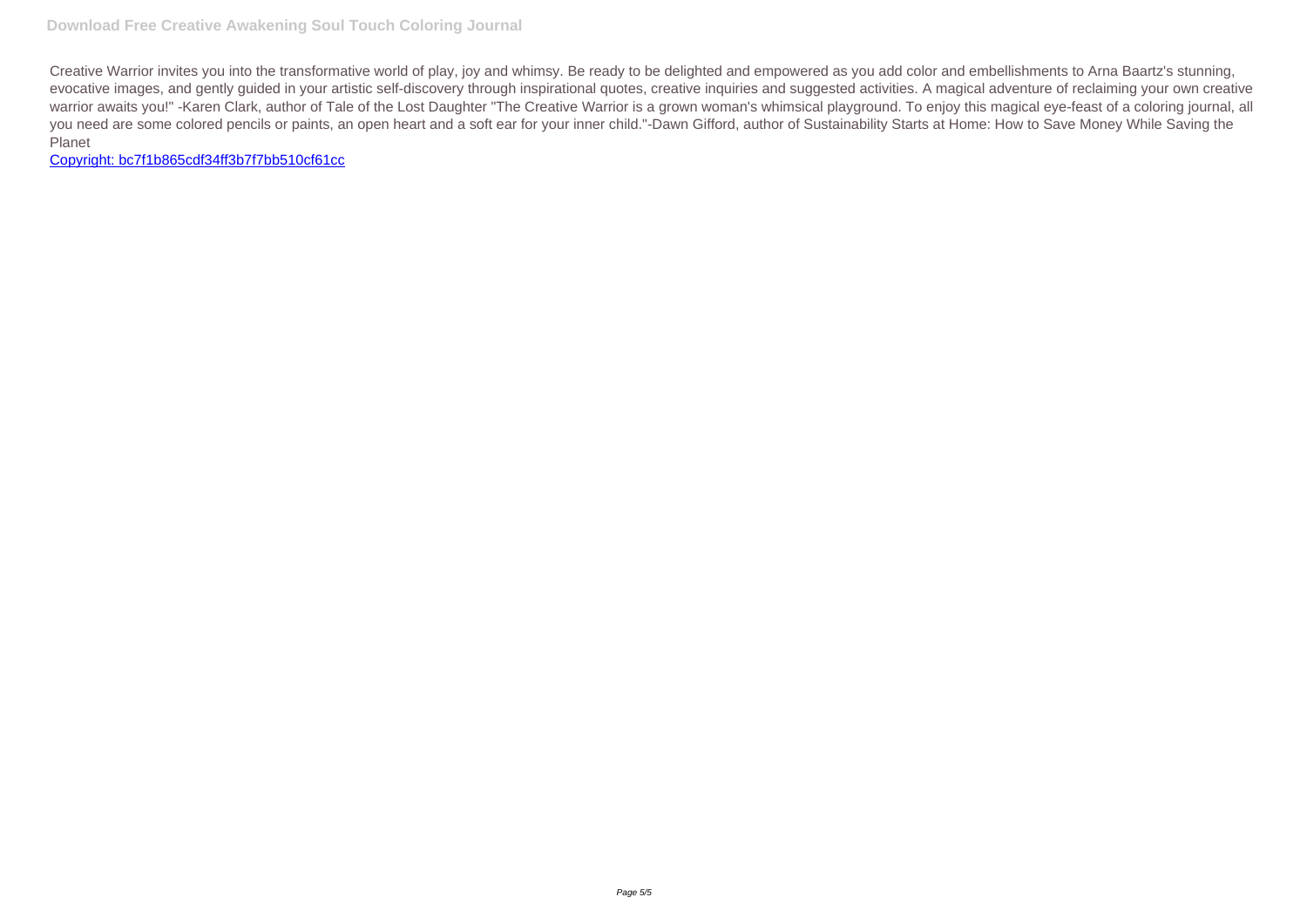Creative Warrior invites you into the transformative world of play, joy and whimsy. Be ready to be delighted and empowered as you add color and embellishments to Arna Baartz's stunning, evocative images, and gently guided in your artistic self-discovery through inspirational quotes, creative inquiries and suggested activities. A magical adventure of reclaiming your own creative warrior awaits you!" -Karen Clark, author of Tale of the Lost Daughter "The Creative Warrior is a grown woman's whimsical playground. To enjoy this magical eye-feast of a coloring journal, all you need are some colored pencils or paints, an open heart and a soft ear for your inner child."-Dawn Gifford, author of Sustainability Starts at Home: How to Save Money While Saving the Planet

Copyright: bc7f1b865cdf34ff3b7f7bb510cf61cc